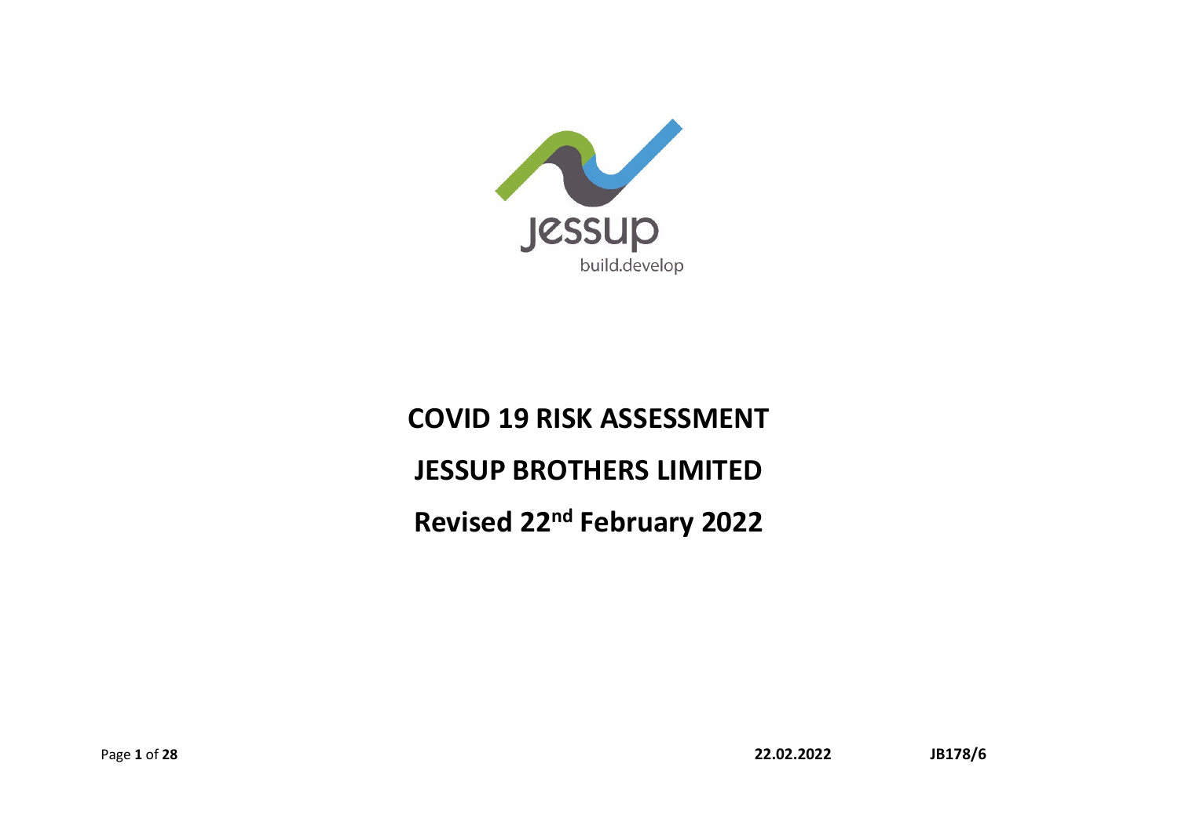# COVID 19 RISK ASSESSMENT

# JESSUP BROTHERS LIMITED

# Revised 22nd February 2022

22.02.2022 JB178/6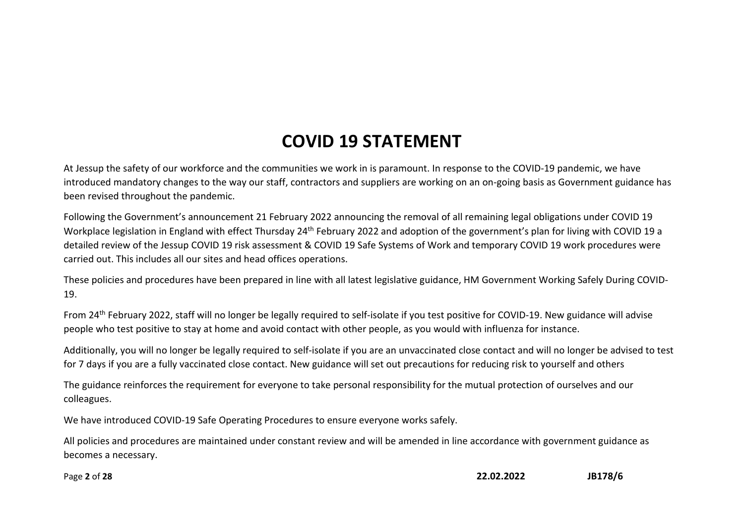# COVID 19 STATEMENT

At Jessup the safety of our workforce and the communities we work in is paramount. In response to the COVID-19 pandemic, we have introduced mandatory changes to the way our staff, contractors and suppliers are working on an on-going basis as Government guidance has been revised throughout the pandemic.

Following the Government's announcement 21 February 2022 announcing the removal of all remaining legal obligations under COVID 19 Workplace legislation in England with effect Thursday 24th February 2022 and adoption of the government's plan for living with COVID 19 a detailed review of the Jessup COVID 19 risk assessment & COVID 19 Safe Systems of Work and temporary COVID 19 work procedures were carried out. This includes all our sites and head offices operations.

These policies and procedures have been prepared in line with all latest legislative guidance, HM Government Working Safely During COVID-19.

From 24th February 2022, staff will no longer be legally required to self-isolate if you test positive for COVID-19. New guidance will advise people who test positive to stay at home and avoid contact with other people, as you would with influenza for instance.

Additionally, you will no longer be legally required to self-isolate if you are an unvaccinated close contact and will no longer be advised to test for 7 days if you are a fully vaccinated close contact. New guidance will set out precautions for reducing risk to yourself and others

The guidance reinforces the requirement for everyone to take personal responsibility for the mutual protection of ourselves and our colleagues.

We have introduced COVID-19 Safe Operating Procedures to ensure everyone works safely.

All policies and procedures are maintained under constant review and will be amended in line accordance with government guidance as becomes a necessary.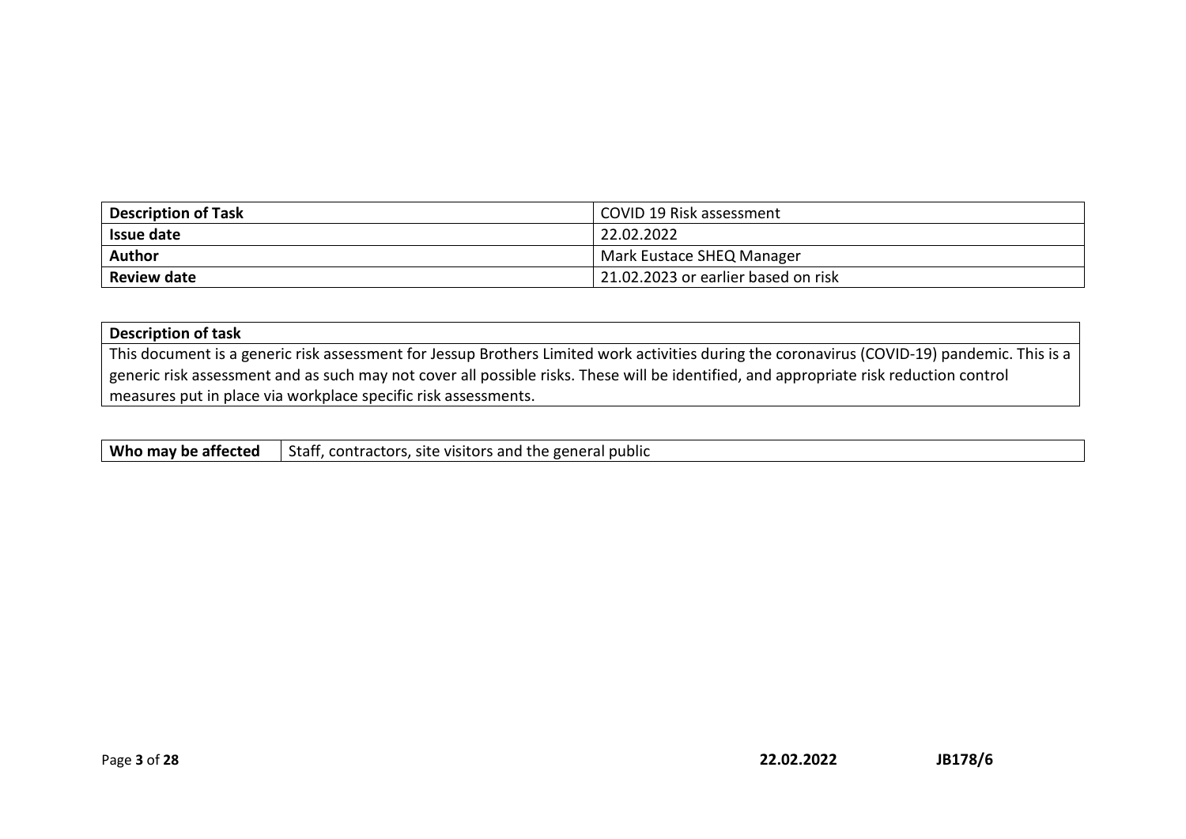| Description of Task | COVID 19 Risk assessment |
| --- | --- |
| **Issue date** | 22.02.2022 |
| **Author** | Mark Eustace SHEQ Manager |
| **Review date** | 21.02.2023 or earlier based on risk |

| Description of task |
| --- |
| This document is a generic risk assessment for Jessup Brothers Limited work activities during the coronavirus (COVID-19) pandemic. This is a generic risk assessment and as such may not cover all possible risks. These will be identified, and appropriate risk reduction control measures put in place via workplace specific risk assessments. |

| Who may be affected | Staff, contractors, site visitors and the general public |
| --- | --- |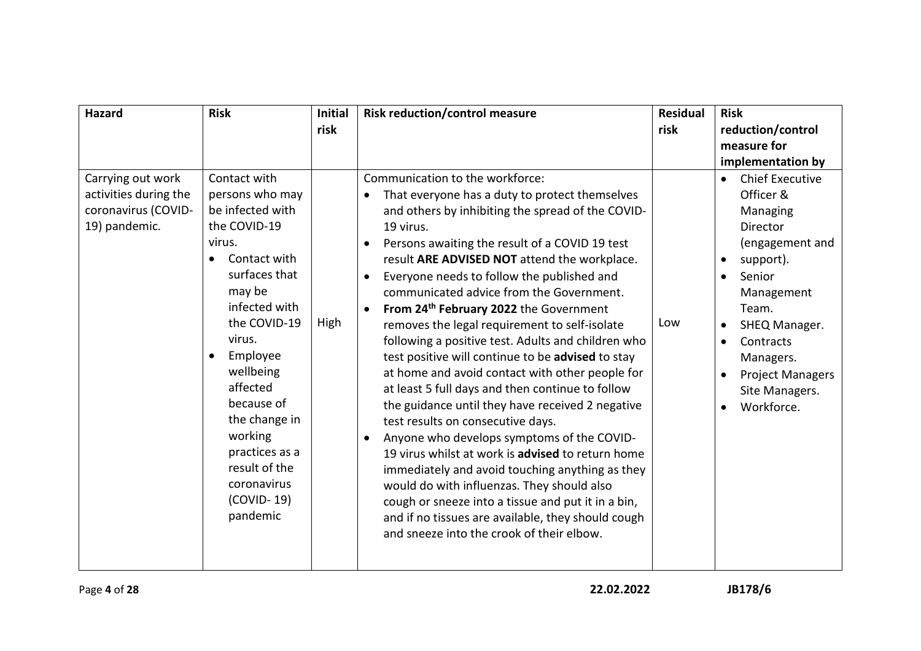| Hazard | Risk | Initial risk | Risk reduction/control measure | Residual risk | Risk reduction/control measure for implementation by |
|---|---|---|---|---|---|
| Carrying out work activities during the coronavirus (COVID-19) pandemic. | Contact with persons who may be infected with the COVID-19 virus.<br>• Contact with surfaces that may be infected with the COVID-19 virus.<br>• Employee wellbeing affected because of the change in working practices as a result of the coronavirus (COVID- 19) pandemic | High | Communication to the workforce:<br>• That everyone has a duty to protect themselves and others by inhibiting the spread of the COVID-19 virus.<br>• Persons awaiting the result of a COVID 19 test result **ARE ADVISED NOT** attend the workplace.<br>• Everyone needs to follow the published and communicated advice from the Government.<br>• **From 24th February 2022** the Government removes the legal requirement to self-isolate following a positive test. Adults and children who test positive will continue to be **advised** to stay at home and avoid contact with other people for at least 5 full days and then continue to follow the guidance until they have received 2 negative test results on consecutive days.<br>• Anyone who develops symptoms of the COVID-19 virus whilst at work is **advised** to return home immediately and avoid touching anything as they would do with influenzas. They should also cough or sneeze into a tissue and put it in a bin, and if no tissues are available, they should cough and sneeze into the crook of their elbow. | Low | • Chief Executive Officer & Managing Director (engagement and<br>• support).<br>• Senior Management Team.<br>• SHEQ Manager.<br>• Contracts Managers.<br>• Project Managers Site Managers.<br>• Workforce. |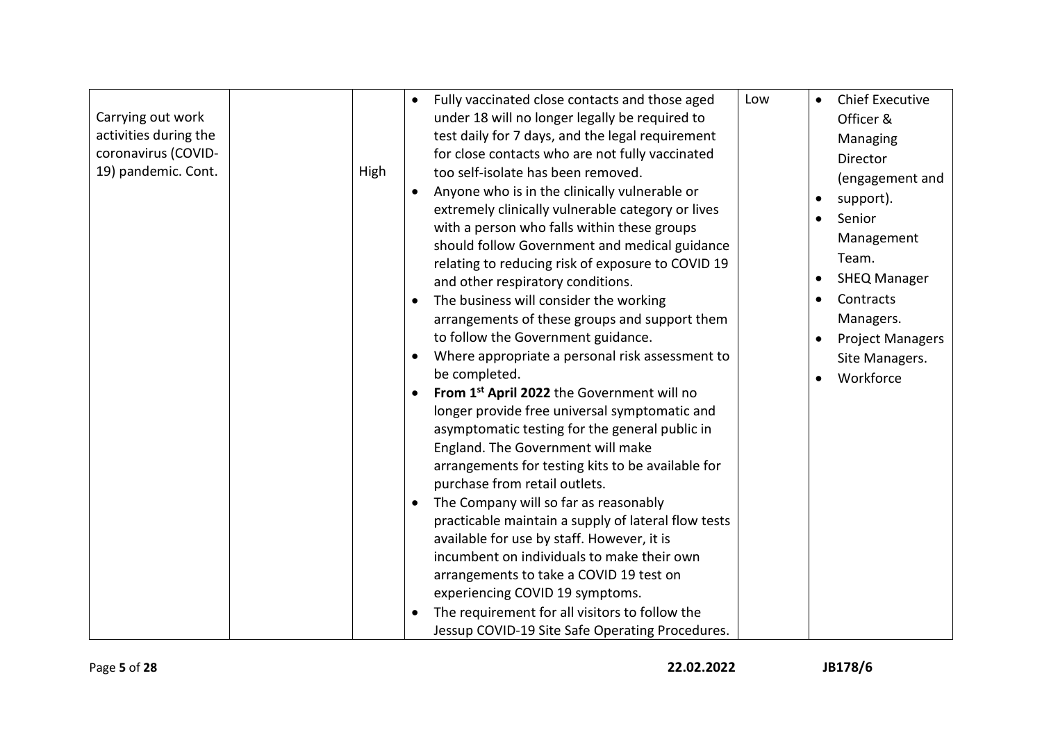| | | | | | |
|---|---|---|---|---|---|
| Carrying out work activities during the coronavirus (COVID-19) pandemic. Cont. | | High | • Fully vaccinated close contacts and those aged under 18 will no longer legally be required to test daily for 7 days, and the legal requirement for close contacts who are not fully vaccinated too self-isolate has been removed.<br>• Anyone who is in the clinically vulnerable or extremely clinically vulnerable category or lives with a person who falls within these groups should follow Government and medical guidance relating to reducing risk of exposure to COVID 19 and other respiratory conditions.<br>• The business will consider the working arrangements of these groups and support them to follow the Government guidance.<br>• Where appropriate a personal risk assessment to be completed.<br>• **From 1st April 2022** the Government will no longer provide free universal symptomatic and asymptomatic testing for the general public in England. The Government will make arrangements for testing kits to be available for purchase from retail outlets.<br>• The Company will so far as reasonably practicable maintain a supply of lateral flow tests available for use by staff. However, it is incumbent on individuals to make their own arrangements to take a COVID 19 test on experiencing COVID 19 symptoms.<br>• The requirement for all visitors to follow the Jessup COVID-19 Site Safe Operating Procedures. | Low | • Chief Executive Officer & Managing Director (engagement and<br>• support).<br>• Senior Management Team.<br>• SHEQ Manager<br>• Contracts Managers.<br>• Project Managers Site Managers.<br>• Workforce |

22.02.2022 JB178/6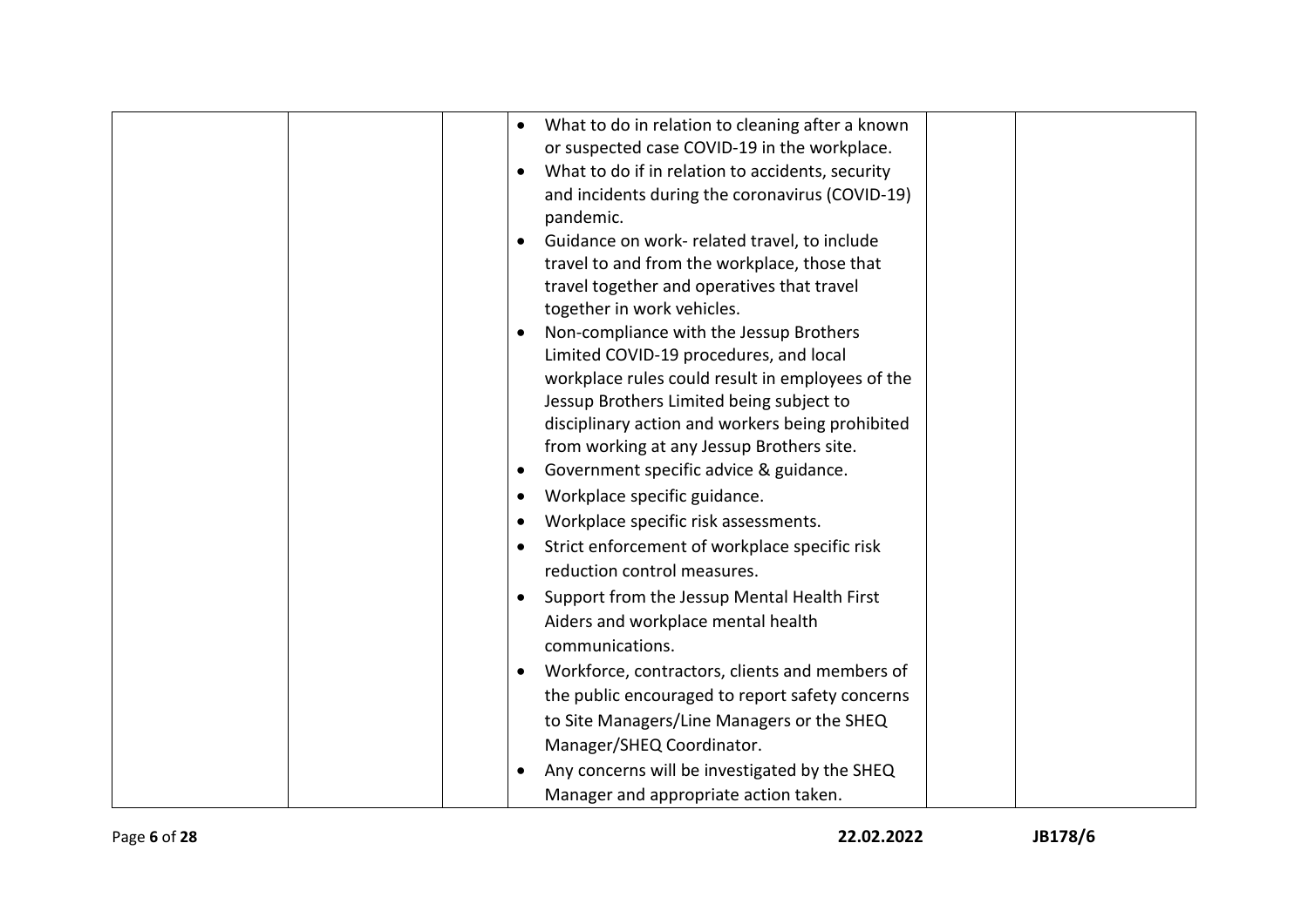| | | | | | |
|---|---|---|---|---|---|
| | | | • What to do in relation to cleaning after a known or suspected case COVID-19 in the workplace.<br>• What to do if in relation to accidents, security and incidents during the coronavirus (COVID-19) pandemic.<br>• Guidance on work- related travel, to include travel to and from the workplace, those that travel together and operatives that travel together in work vehicles.<br>• Non-compliance with the Jessup Brothers Limited COVID-19 procedures, and local workplace rules could result in employees of the Jessup Brothers Limited being subject to disciplinary action and workers being prohibited from working at any Jessup Brothers site.<br>• Government specific advice & guidance.<br>• Workplace specific guidance.<br>• Workplace specific risk assessments.<br>• Strict enforcement of workplace specific risk reduction control measures.<br>• Support from the Jessup Mental Health First Aiders and workplace mental health communications.<br>• Workforce, contractors, clients and members of the public encouraged to report safety concerns to Site Managers/Line Managers or the SHEQ Manager/SHEQ Coordinator.<br>• Any concerns will be investigated by the SHEQ Manager and appropriate action taken. | | |

22.02.2022 JB178/6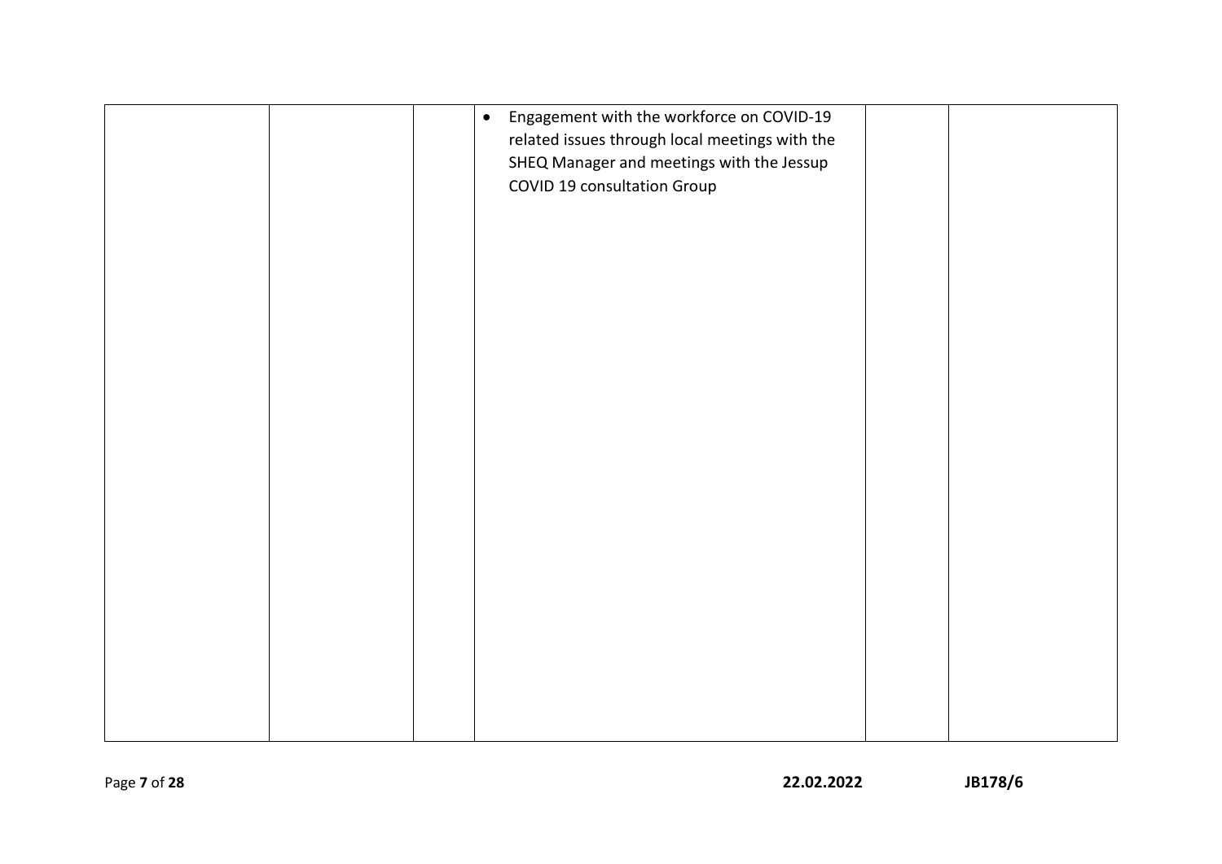| | | | | | |
|---|---|---|---|---|---|
| | | | • Engagement with the workforce on COVID-19 related issues through local meetings with the SHEQ Manager and meetings with the Jessup COVID 19 consultation Group | | |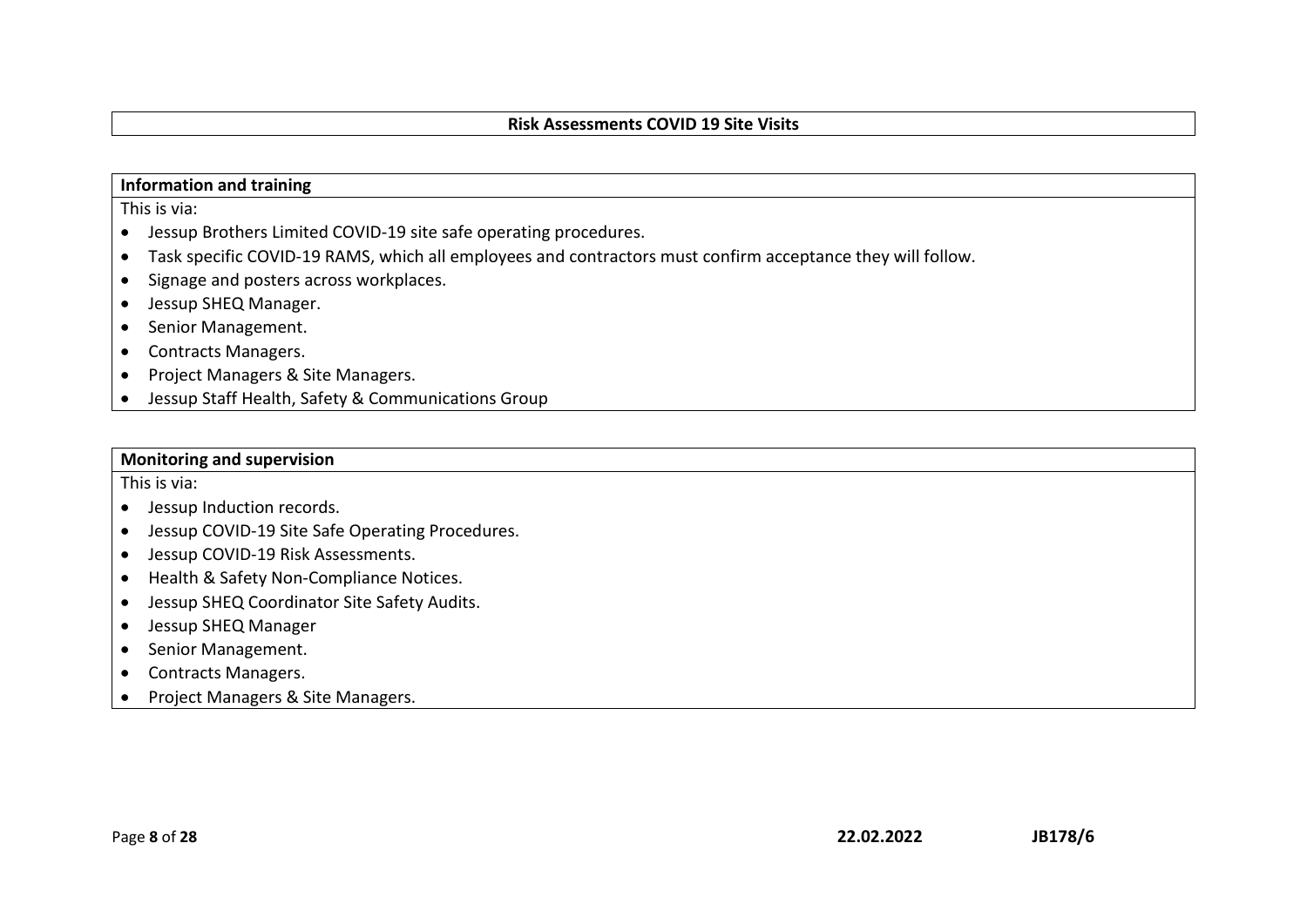**Risk Assessments COVID 19 Site Visits**

**Information and training**

This is via:

- Jessup Brothers Limited COVID-19 site safe operating procedures.
- Task specific COVID-19 RAMS, which all employees and contractors must confirm acceptance they will follow.
- Signage and posters across workplaces.
- Jessup SHEQ Manager.
- Senior Management.
- Contracts Managers.
- Project Managers & Site Managers.
- Jessup Staff Health, Safety & Communications Group

**Monitoring and supervision**

This is via:

- Jessup Induction records.
- Jessup COVID-19 Site Safe Operating Procedures.
- Jessup COVID-19 Risk Assessments.
- Health & Safety Non-Compliance Notices.
- Jessup SHEQ Coordinator Site Safety Audits.
- Jessup SHEQ Manager
- Senior Management.
- Contracts Managers.
- Project Managers & Site Managers.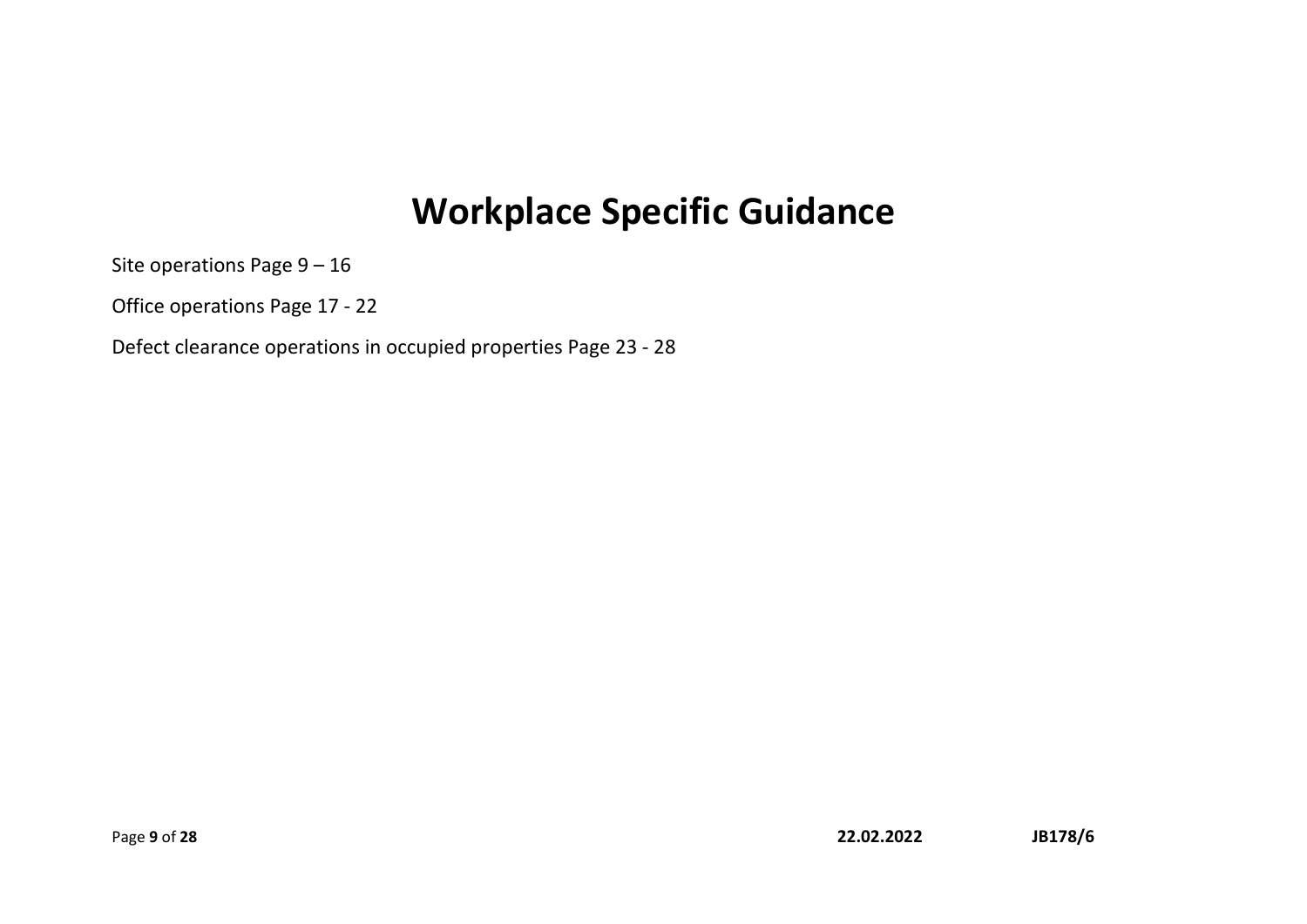# Workplace Specific Guidance

Site operations Page 9 – 16

Office operations Page 17 - 22

Defect clearance operations in occupied properties Page 23 - 28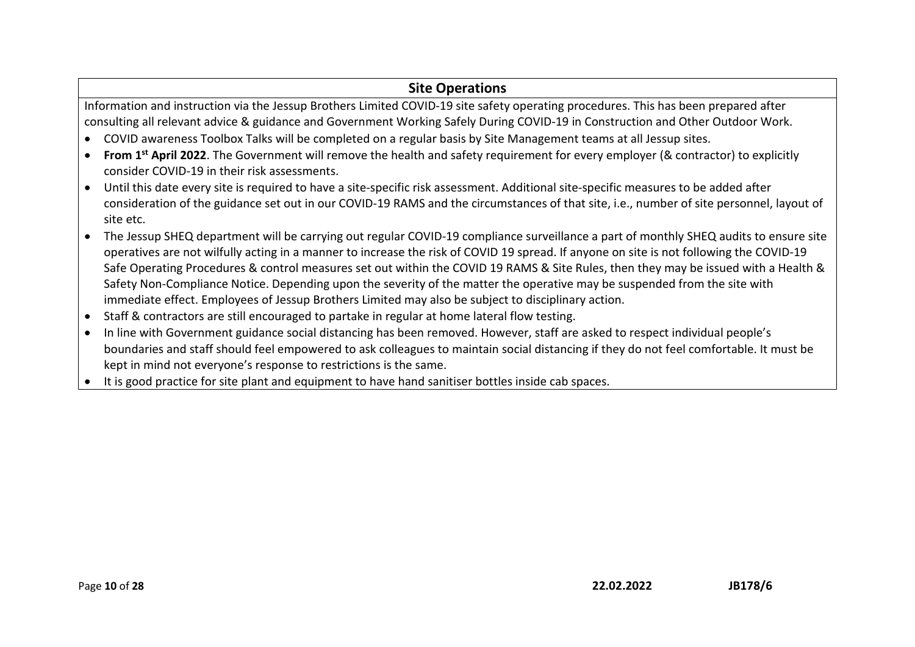## Site Operations

Information and instruction via the Jessup Brothers Limited COVID-19 site safety operating procedures. This has been prepared after consulting all relevant advice & guidance and Government Working Safely During COVID-19 in Construction and Other Outdoor Work.

- COVID awareness Toolbox Talks will be completed on a regular basis by Site Management teams at all Jessup sites.
- **From 1st April 2022**. The Government will remove the health and safety requirement for every employer (& contractor) to explicitly consider COVID-19 in their risk assessments.
- Until this date every site is required to have a site-specific risk assessment. Additional site-specific measures to be added after consideration of the guidance set out in our COVID-19 RAMS and the circumstances of that site, i.e., number of site personnel, layout of site etc.
- The Jessup SHEQ department will be carrying out regular COVID-19 compliance surveillance a part of monthly SHEQ audits to ensure site operatives are not wilfully acting in a manner to increase the risk of COVID 19 spread. If anyone on site is not following the COVID-19 Safe Operating Procedures & control measures set out within the COVID 19 RAMS & Site Rules, then they may be issued with a Health & Safety Non-Compliance Notice. Depending upon the severity of the matter the operative may be suspended from the site with immediate effect. Employees of Jessup Brothers Limited may also be subject to disciplinary action.
- Staff & contractors are still encouraged to partake in regular at home lateral flow testing.
- In line with Government guidance social distancing has been removed. However, staff are asked to respect individual people's boundaries and staff should feel empowered to ask colleagues to maintain social distancing if they do not feel comfortable. It must be kept in mind not everyone's response to restrictions is the same.
- It is good practice for site plant and equipment to have hand sanitiser bottles inside cab spaces.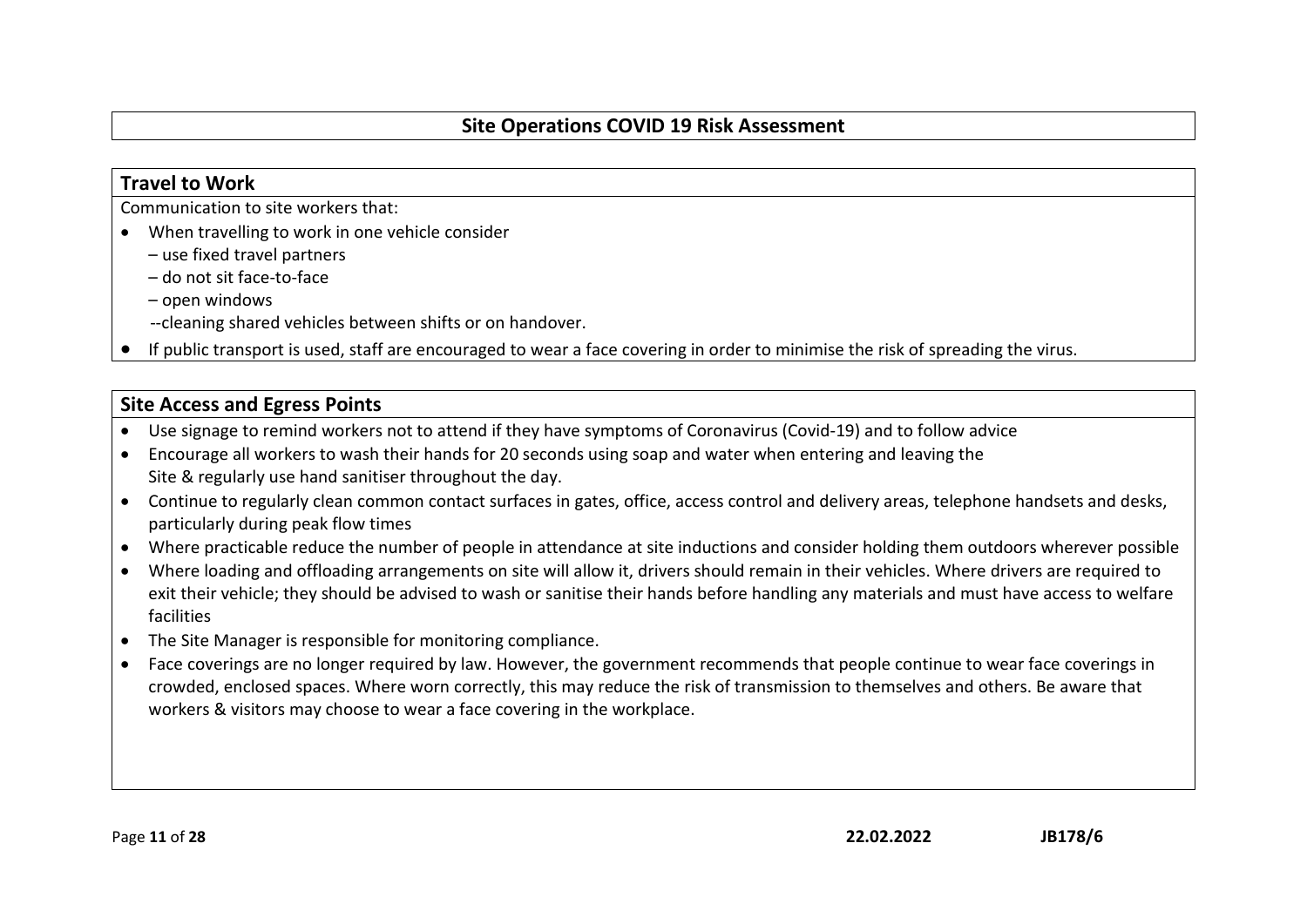## Site Operations COVID 19 Risk Assessment

### Travel to Work

Communication to site workers that:

- When travelling to work in one vehicle consider
  – use fixed travel partners
  – do not sit face-to-face
  – open windows
  --cleaning shared vehicles between shifts or on handover.
- If public transport is used, staff are encouraged to wear a face covering in order to minimise the risk of spreading the virus.

### Site Access and Egress Points

- Use signage to remind workers not to attend if they have symptoms of Coronavirus (Covid-19) and to follow advice
- Encourage all workers to wash their hands for 20 seconds using soap and water when entering and leaving the Site & regularly use hand sanitiser throughout the day.
- Continue to regularly clean common contact surfaces in gates, office, access control and delivery areas, telephone handsets and desks, particularly during peak flow times
- Where practicable reduce the number of people in attendance at site inductions and consider holding them outdoors wherever possible
- Where loading and offloading arrangements on site will allow it, drivers should remain in their vehicles. Where drivers are required to exit their vehicle; they should be advised to wash or sanitise their hands before handling any materials and must have access to welfare facilities
- The Site Manager is responsible for monitoring compliance.
- Face coverings are no longer required by law. However, the government recommends that people continue to wear face coverings in crowded, enclosed spaces. Where worn correctly, this may reduce the risk of transmission to themselves and others. Be aware that workers & visitors may choose to wear a face covering in the workplace.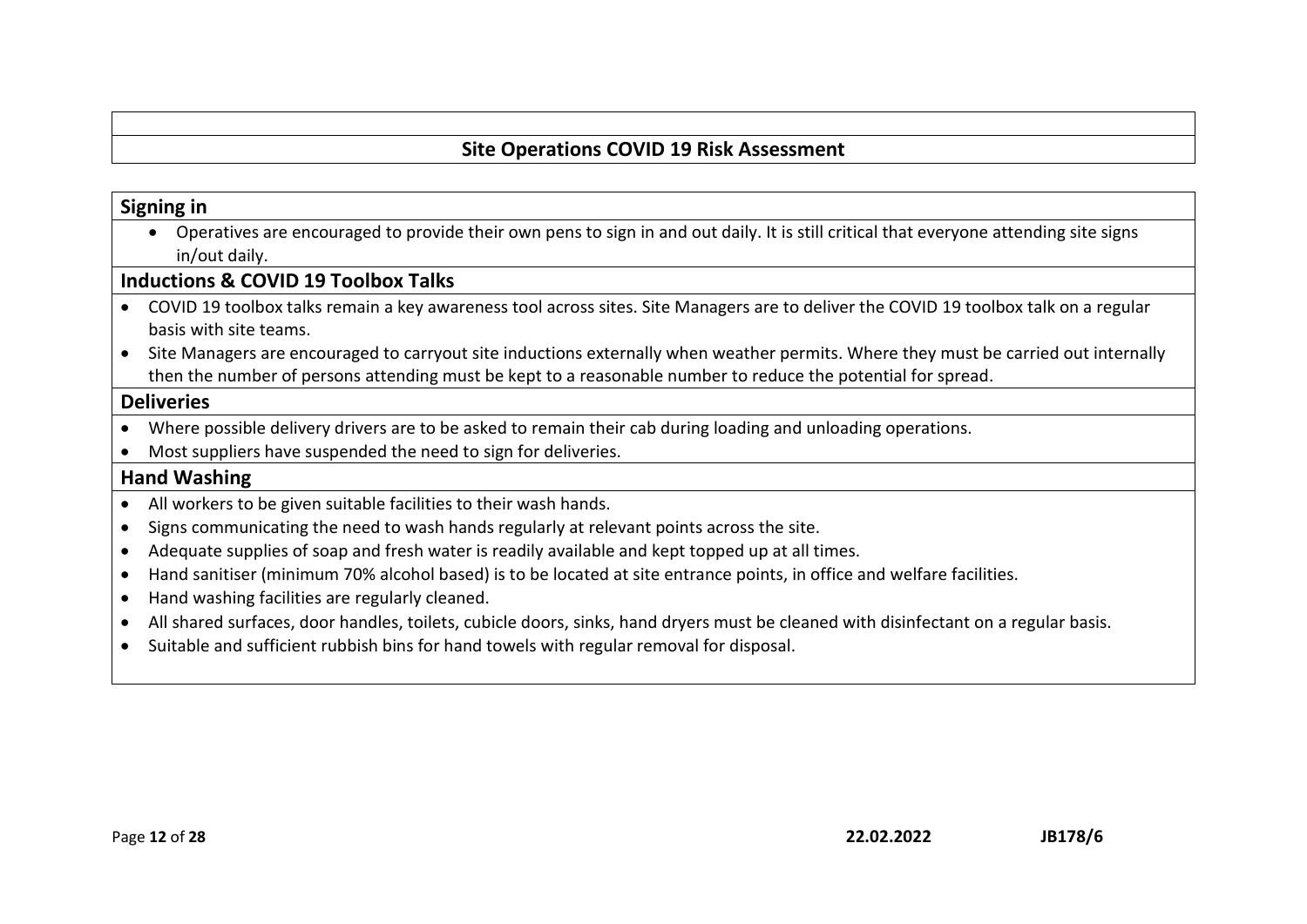## Site Operations COVID 19 Risk Assessment

### Signing in

- Operatives are encouraged to provide their own pens to sign in and out daily. It is still critical that everyone attending site signs in/out daily.

### Inductions & COVID 19 Toolbox Talks

- COVID 19 toolbox talks remain a key awareness tool across sites. Site Managers are to deliver the COVID 19 toolbox talk on a regular basis with site teams.
- Site Managers are encouraged to carryout site inductions externally when weather permits. Where they must be carried out internally then the number of persons attending must be kept to a reasonable number to reduce the potential for spread.

### Deliveries

- Where possible delivery drivers are to be asked to remain their cab during loading and unloading operations.
- Most suppliers have suspended the need to sign for deliveries.

### Hand Washing

- All workers to be given suitable facilities to their wash hands.
- Signs communicating the need to wash hands regularly at relevant points across the site.
- Adequate supplies of soap and fresh water is readily available and kept topped up at all times.
- Hand sanitiser (minimum 70% alcohol based) is to be located at site entrance points, in office and welfare facilities.
- Hand washing facilities are regularly cleaned.
- All shared surfaces, door handles, toilets, cubicle doors, sinks, hand dryers must be cleaned with disinfectant on a regular basis.
- Suitable and sufficient rubbish bins for hand towels with regular removal for disposal.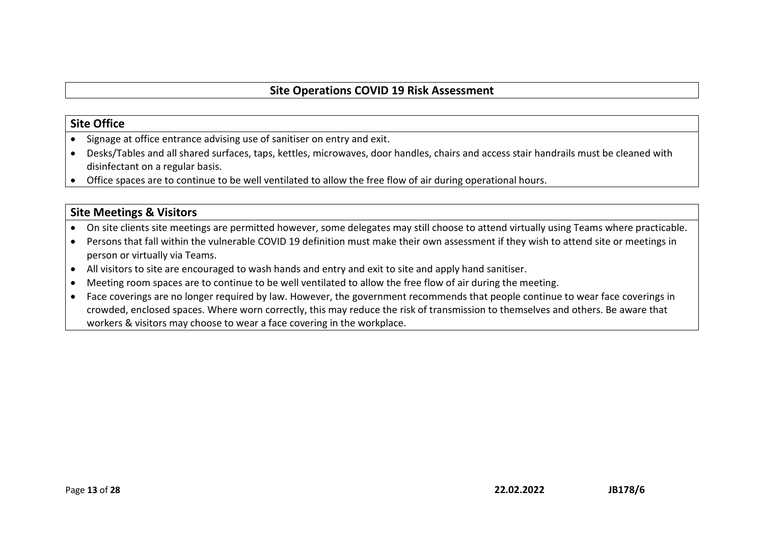# Site Operations COVID 19 Risk Assessment

## Site Office

- Signage at office entrance advising use of sanitiser on entry and exit.
- Desks/Tables and all shared surfaces, taps, kettles, microwaves, door handles, chairs and access stair handrails must be cleaned with disinfectant on a regular basis.
- Office spaces are to continue to be well ventilated to allow the free flow of air during operational hours.

## Site Meetings & Visitors

- On site clients site meetings are permitted however, some delegates may still choose to attend virtually using Teams where practicable.
- Persons that fall within the vulnerable COVID 19 definition must make their own assessment if they wish to attend site or meetings in person or virtually via Teams.
- All visitors to site are encouraged to wash hands and entry and exit to site and apply hand sanitiser.
- Meeting room spaces are to continue to be well ventilated to allow the free flow of air during the meeting.
- Face coverings are no longer required by law. However, the government recommends that people continue to wear face coverings in crowded, enclosed spaces. Where worn correctly, this may reduce the risk of transmission to themselves and others. Be aware that workers & visitors may choose to wear a face covering in the workplace.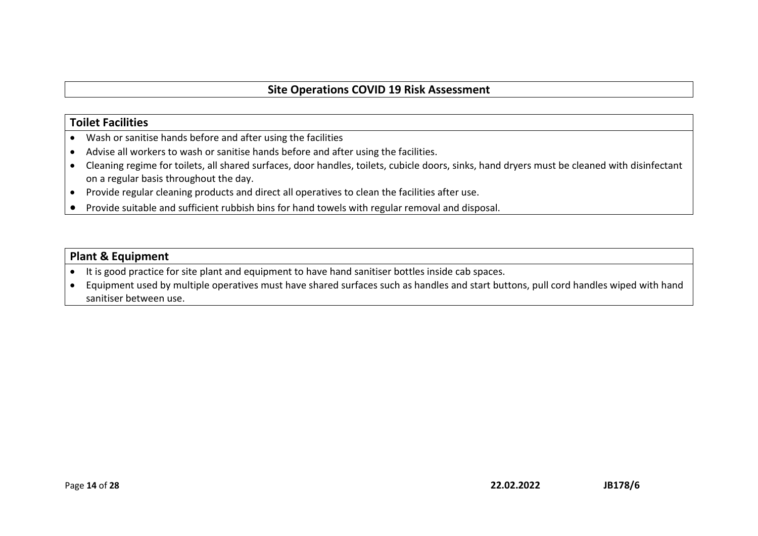# Site Operations COVID 19 Risk Assessment

## Toilet Facilities

- Wash or sanitise hands before and after using the facilities
- Advise all workers to wash or sanitise hands before and after using the facilities.
- Cleaning regime for toilets, all shared surfaces, door handles, toilets, cubicle doors, sinks, hand dryers must be cleaned with disinfectant on a regular basis throughout the day.
- Provide regular cleaning products and direct all operatives to clean the facilities after use.
- Provide suitable and sufficient rubbish bins for hand towels with regular removal and disposal.

## Plant & Equipment

- It is good practice for site plant and equipment to have hand sanitiser bottles inside cab spaces.
- Equipment used by multiple operatives must have shared surfaces such as handles and start buttons, pull cord handles wiped with hand sanitiser between use.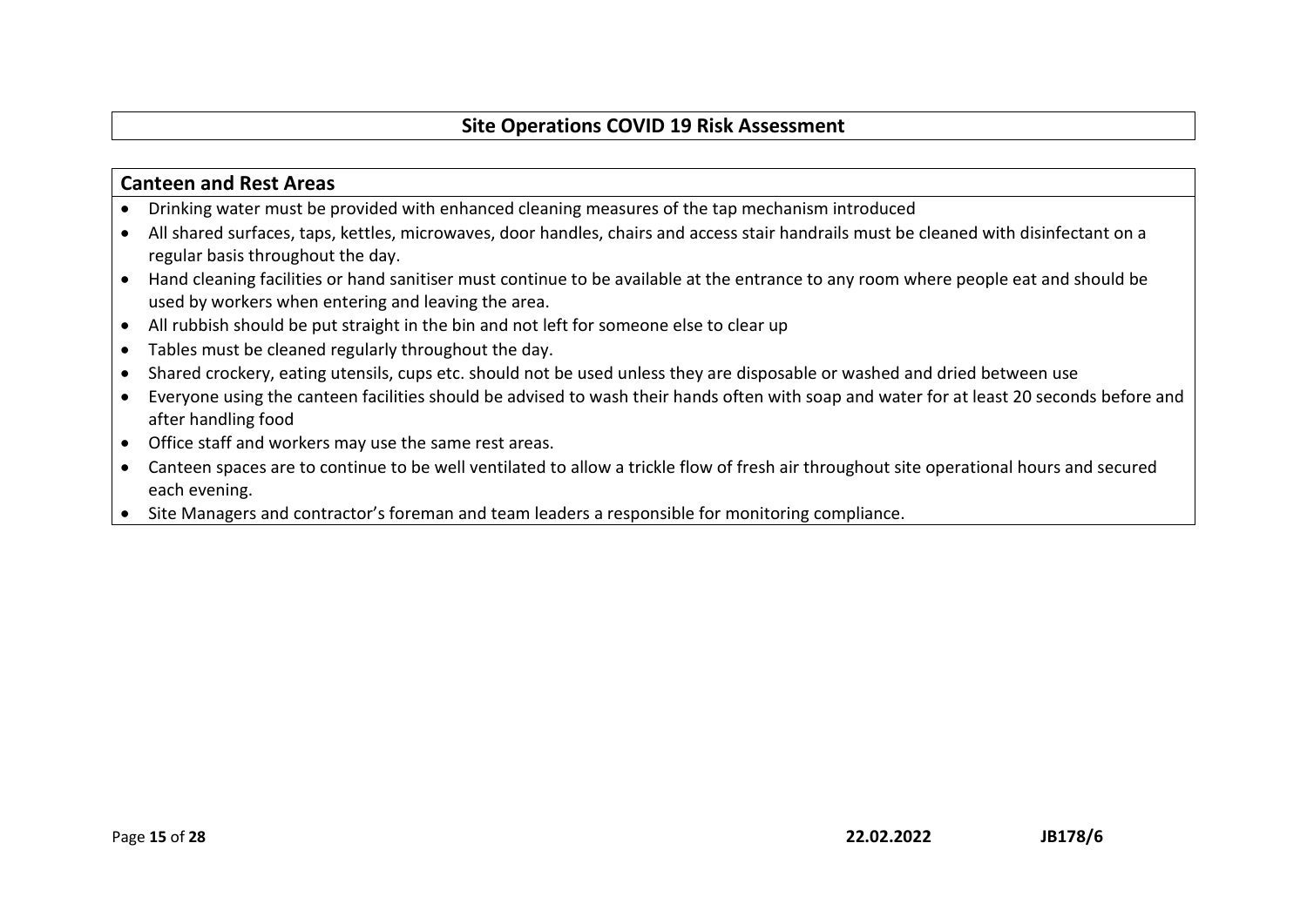# Site Operations COVID 19 Risk Assessment

## Canteen and Rest Areas

- Drinking water must be provided with enhanced cleaning measures of the tap mechanism introduced
- All shared surfaces, taps, kettles, microwaves, door handles, chairs and access stair handrails must be cleaned with disinfectant on a regular basis throughout the day.
- Hand cleaning facilities or hand sanitiser must continue to be available at the entrance to any room where people eat and should be used by workers when entering and leaving the area.
- All rubbish should be put straight in the bin and not left for someone else to clear up
- Tables must be cleaned regularly throughout the day.
- Shared crockery, eating utensils, cups etc. should not be used unless they are disposable or washed and dried between use
- Everyone using the canteen facilities should be advised to wash their hands often with soap and water for at least 20 seconds before and after handling food
- Office staff and workers may use the same rest areas.
- Canteen spaces are to continue to be well ventilated to allow a trickle flow of fresh air throughout site operational hours and secured each evening.
- Site Managers and contractor's foreman and team leaders a responsible for monitoring compliance.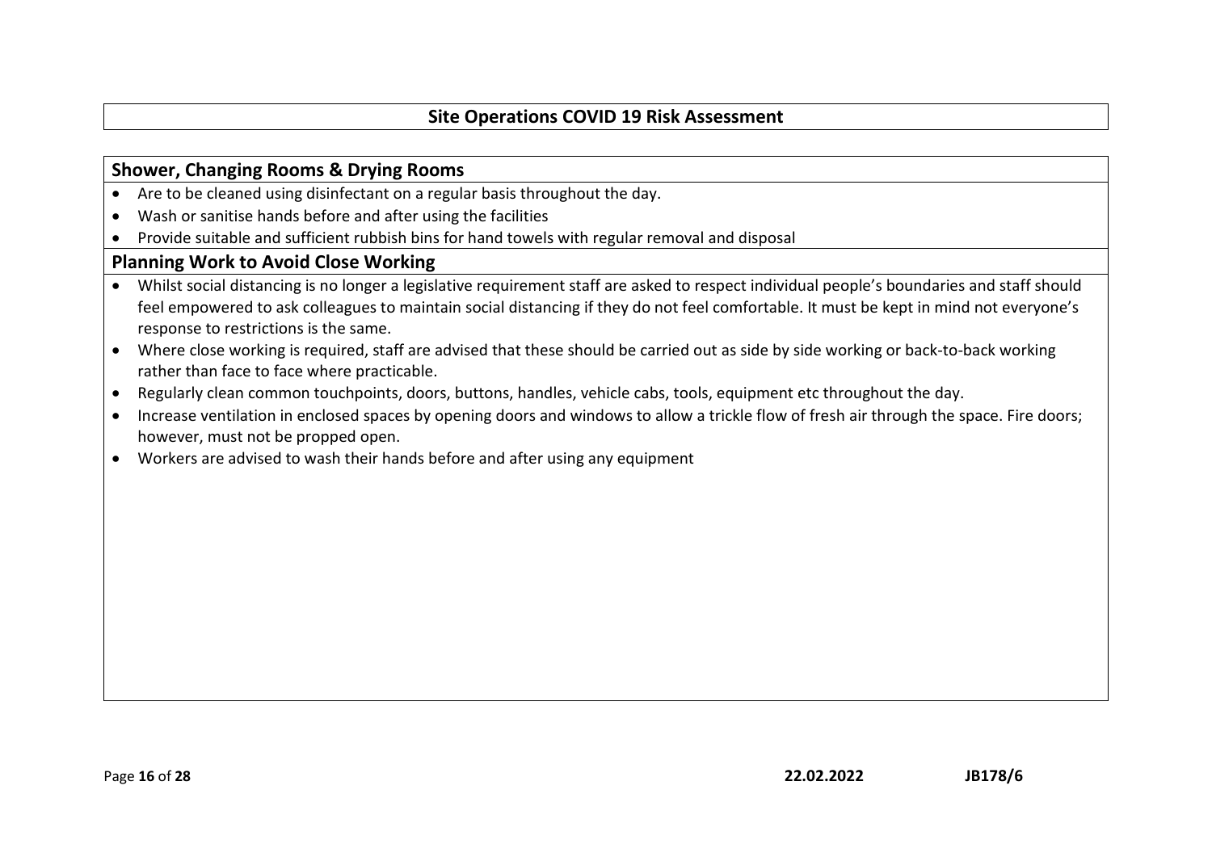## Site Operations COVID 19 Risk Assessment

### Shower, Changing Rooms & Drying Rooms

- Are to be cleaned using disinfectant on a regular basis throughout the day.
- Wash or sanitise hands before and after using the facilities
- Provide suitable and sufficient rubbish bins for hand towels with regular removal and disposal

### Planning Work to Avoid Close Working

- Whilst social distancing is no longer a legislative requirement staff are asked to respect individual people's boundaries and staff should feel empowered to ask colleagues to maintain social distancing if they do not feel comfortable. It must be kept in mind not everyone's response to restrictions is the same.
- Where close working is required, staff are advised that these should be carried out as side by side working or back-to-back working rather than face to face where practicable.
- Regularly clean common touchpoints, doors, buttons, handles, vehicle cabs, tools, equipment etc throughout the day.
- Increase ventilation in enclosed spaces by opening doors and windows to allow a trickle flow of fresh air through the space. Fire doors; however, must not be propped open.
- Workers are advised to wash their hands before and after using any equipment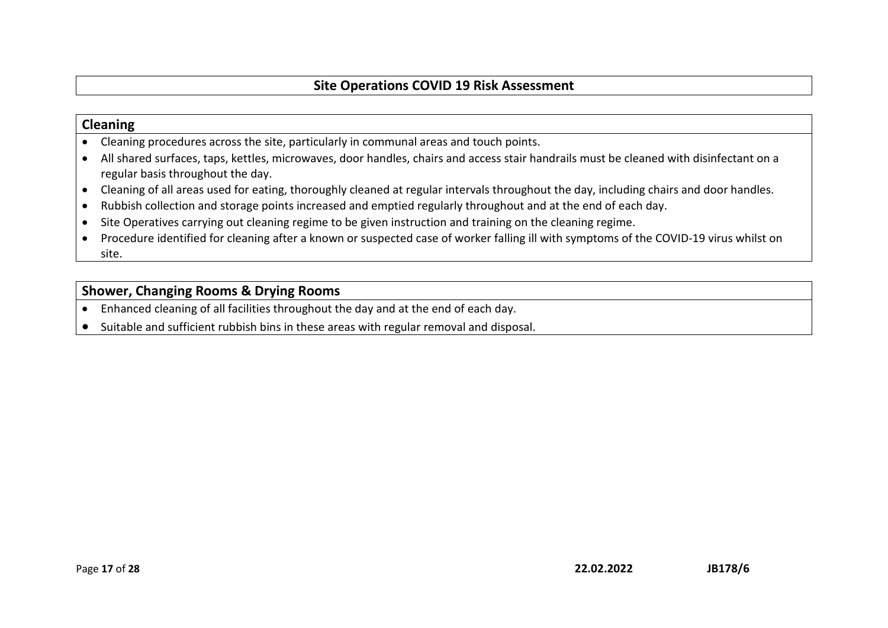## Site Operations COVID 19 Risk Assessment

### Cleaning

- Cleaning procedures across the site, particularly in communal areas and touch points.
- All shared surfaces, taps, kettles, microwaves, door handles, chairs and access stair handrails must be cleaned with disinfectant on a regular basis throughout the day.
- Cleaning of all areas used for eating, thoroughly cleaned at regular intervals throughout the day, including chairs and door handles.
- Rubbish collection and storage points increased and emptied regularly throughout and at the end of each day.
- Site Operatives carrying out cleaning regime to be given instruction and training on the cleaning regime.
- Procedure identified for cleaning after a known or suspected case of worker falling ill with symptoms of the COVID-19 virus whilst on site.

### Shower, Changing Rooms & Drying Rooms

- Enhanced cleaning of all facilities throughout the day and at the end of each day.
- Suitable and sufficient rubbish bins in these areas with regular removal and disposal.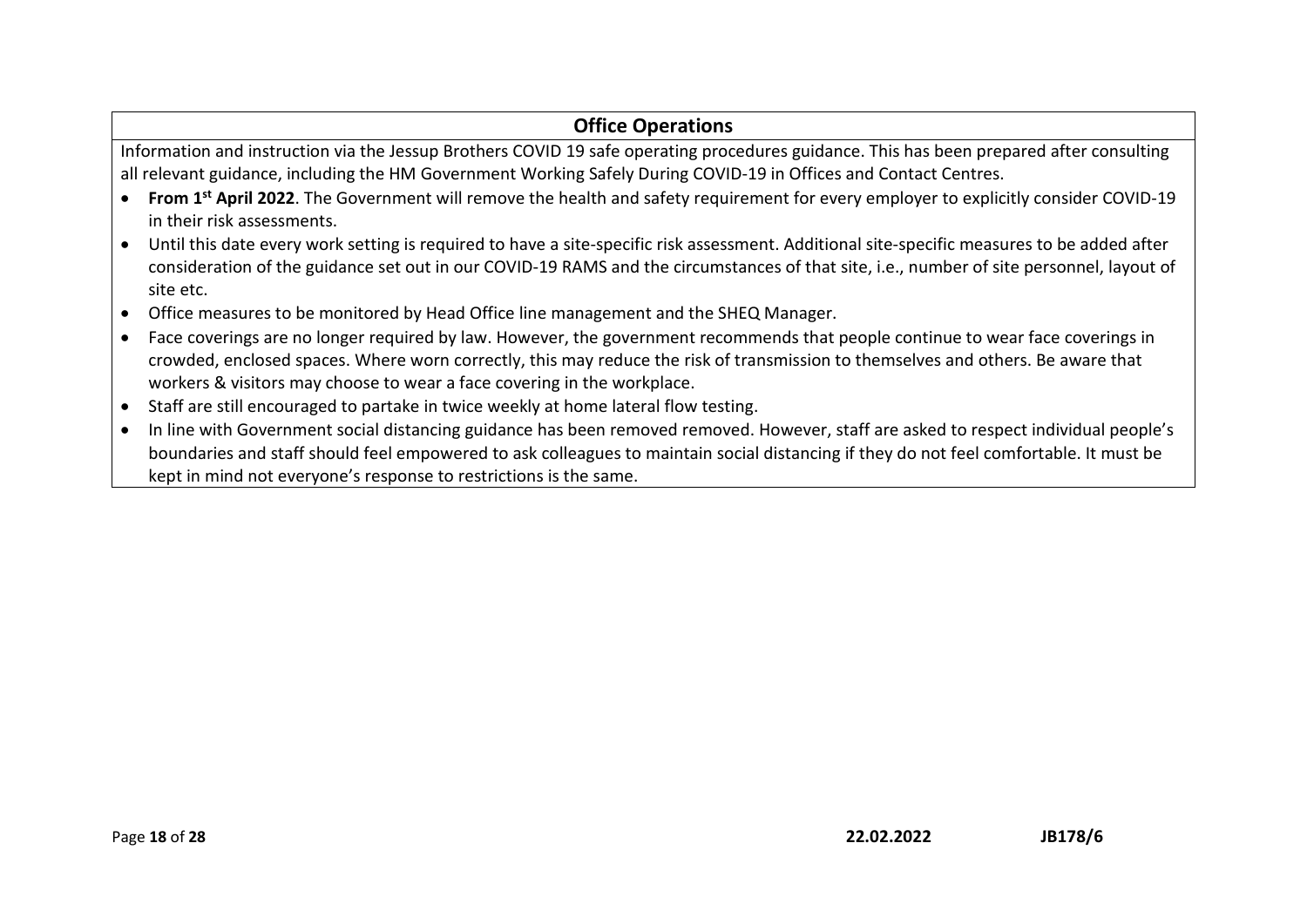## Office Operations

Information and instruction via the Jessup Brothers COVID 19 safe operating procedures guidance. This has been prepared after consulting all relevant guidance, including the HM Government Working Safely During COVID-19 in Offices and Contact Centres.

- **From 1st April 2022**. The Government will remove the health and safety requirement for every employer to explicitly consider COVID-19 in their risk assessments.
- Until this date every work setting is required to have a site-specific risk assessment. Additional site-specific measures to be added after consideration of the guidance set out in our COVID-19 RAMS and the circumstances of that site, i.e., number of site personnel, layout of site etc.
- Office measures to be monitored by Head Office line management and the SHEQ Manager.
- Face coverings are no longer required by law. However, the government recommends that people continue to wear face coverings in crowded, enclosed spaces. Where worn correctly, this may reduce the risk of transmission to themselves and others. Be aware that workers & visitors may choose to wear a face covering in the workplace.
- Staff are still encouraged to partake in twice weekly at home lateral flow testing.
- In line with Government social distancing guidance has been removed removed. However, staff are asked to respect individual people's boundaries and staff should feel empowered to ask colleagues to maintain social distancing if they do not feel comfortable. It must be kept in mind not everyone's response to restrictions is the same.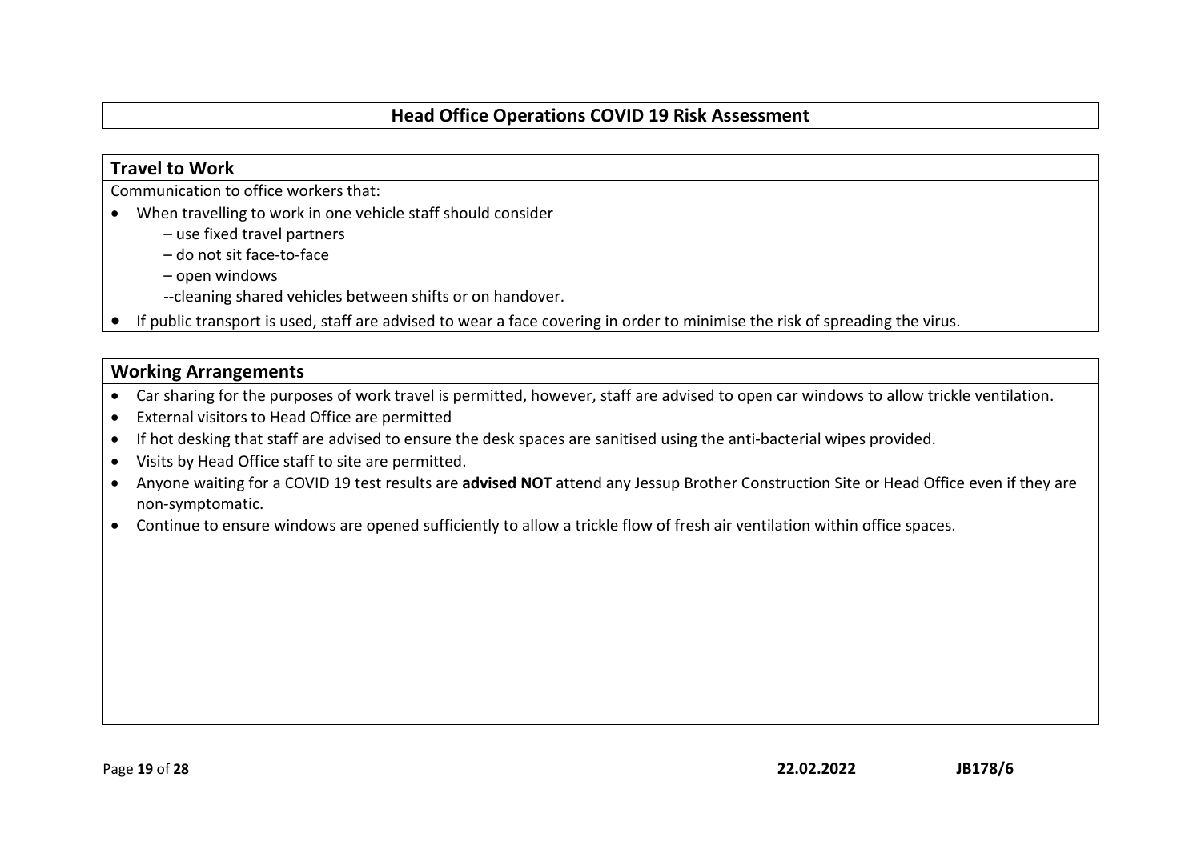# Head Office Operations COVID 19 Risk Assessment

## Travel to Work

Communication to office workers that:

- When travelling to work in one vehicle staff should consider
  - – use fixed travel partners
  - – do not sit face-to-face
  - – open windows
  - --cleaning shared vehicles between shifts or on handover.
- If public transport is used, staff are advised to wear a face covering in order to minimise the risk of spreading the virus.

## Working Arrangements

- Car sharing for the purposes of work travel is permitted, however, staff are advised to open car windows to allow trickle ventilation.
- External visitors to Head Office are permitted
- If hot desking that staff are advised to ensure the desk spaces are sanitised using the anti-bacterial wipes provided.
- Visits by Head Office staff to site are permitted.
- Anyone waiting for a COVID 19 test results are **advised NOT** attend any Jessup Brother Construction Site or Head Office even if they are non-symptomatic.
- Continue to ensure windows are opened sufficiently to allow a trickle flow of fresh air ventilation within office spaces.

22.02.2022 JB178/6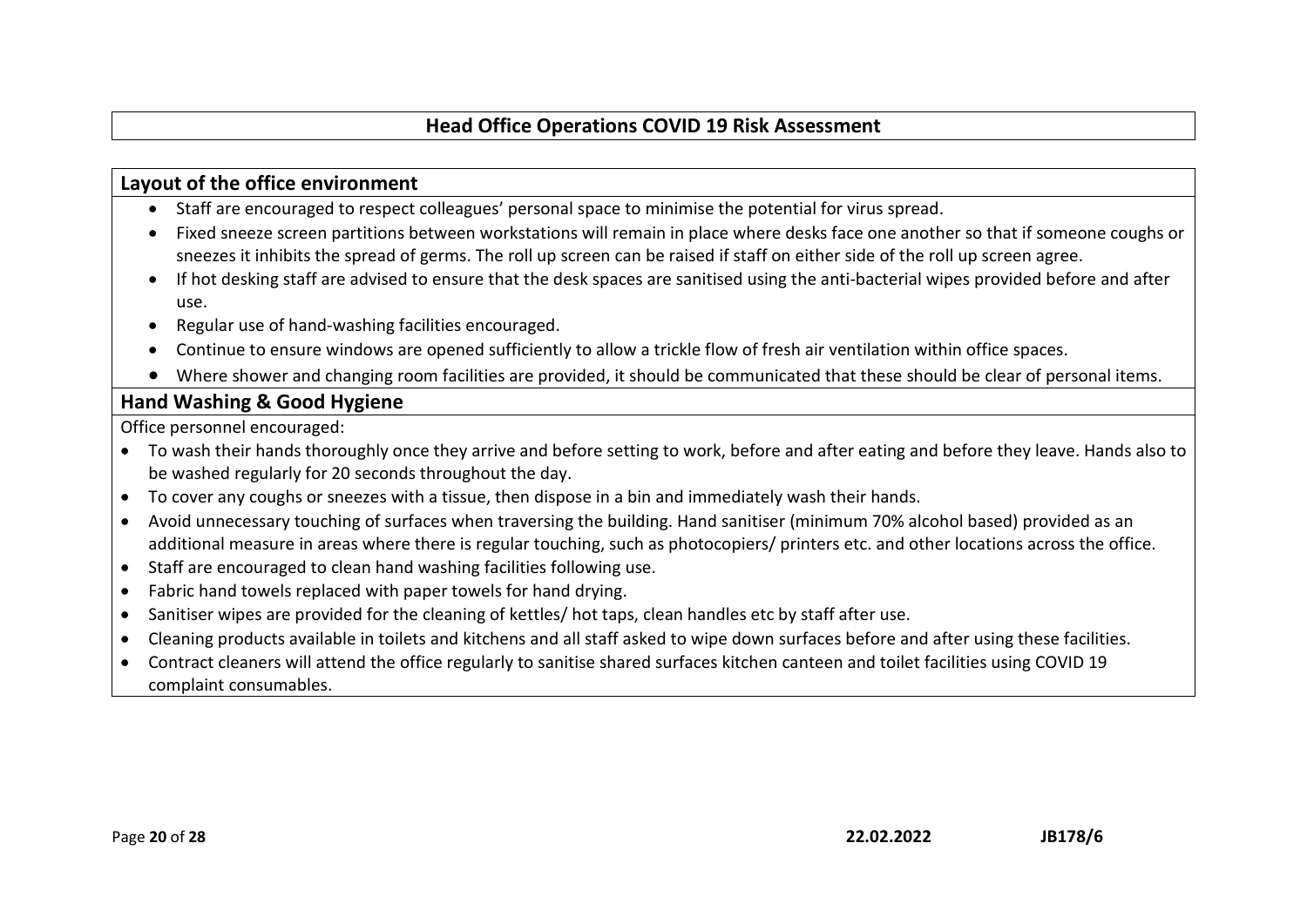# Head Office Operations COVID 19 Risk Assessment

## Layout of the office environment

- Staff are encouraged to respect colleagues' personal space to minimise the potential for virus spread.
- Fixed sneeze screen partitions between workstations will remain in place where desks face one another so that if someone coughs or sneezes it inhibits the spread of germs. The roll up screen can be raised if staff on either side of the roll up screen agree.
- If hot desking staff are advised to ensure that the desk spaces are sanitised using the anti-bacterial wipes provided before and after use.
- Regular use of hand-washing facilities encouraged.
- Continue to ensure windows are opened sufficiently to allow a trickle flow of fresh air ventilation within office spaces.
- Where shower and changing room facilities are provided, it should be communicated that these should be clear of personal items.

## Hand Washing & Good Hygiene

Office personnel encouraged:

- To wash their hands thoroughly once they arrive and before setting to work, before and after eating and before they leave. Hands also to be washed regularly for 20 seconds throughout the day.
- To cover any coughs or sneezes with a tissue, then dispose in a bin and immediately wash their hands.
- Avoid unnecessary touching of surfaces when traversing the building. Hand sanitiser (minimum 70% alcohol based) provided as an additional measure in areas where there is regular touching, such as photocopiers/ printers etc. and other locations across the office.
- Staff are encouraged to clean hand washing facilities following use.
- Fabric hand towels replaced with paper towels for hand drying.
- Sanitiser wipes are provided for the cleaning of kettles/ hot taps, clean handles etc by staff after use.
- Cleaning products available in toilets and kitchens and all staff asked to wipe down surfaces before and after using these facilities.
- Contract cleaners will attend the office regularly to sanitise shared surfaces kitchen canteen and toilet facilities using COVID 19 complaint consumables.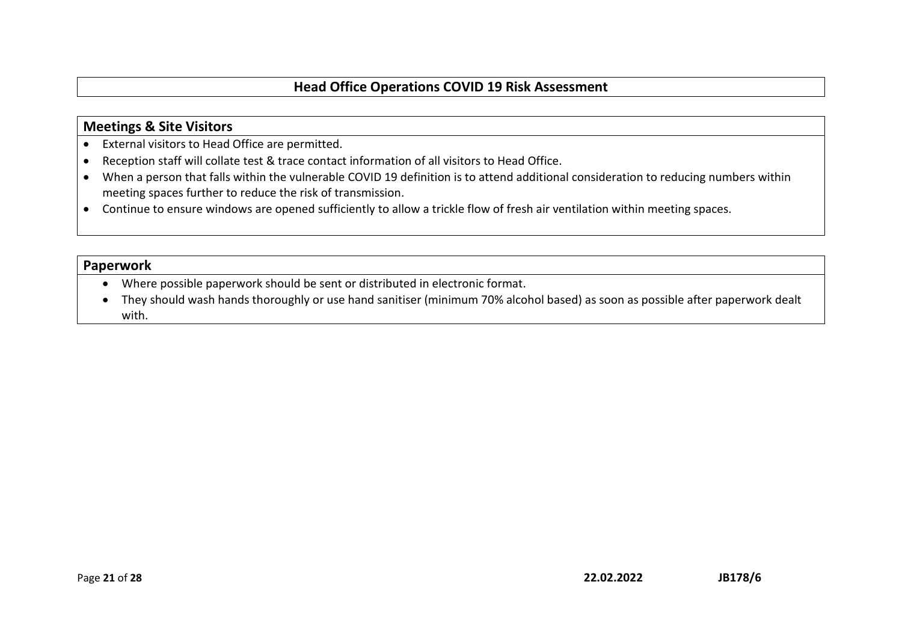# Head Office Operations COVID 19 Risk Assessment

## Meetings & Site Visitors

- External visitors to Head Office are permitted.
- Reception staff will collate test & trace contact information of all visitors to Head Office.
- When a person that falls within the vulnerable COVID 19 definition is to attend additional consideration to reducing numbers within meeting spaces further to reduce the risk of transmission.
- Continue to ensure windows are opened sufficiently to allow a trickle flow of fresh air ventilation within meeting spaces.

## Paperwork

- Where possible paperwork should be sent or distributed in electronic format.
- They should wash hands thoroughly or use hand sanitiser (minimum 70% alcohol based) as soon as possible after paperwork dealt with.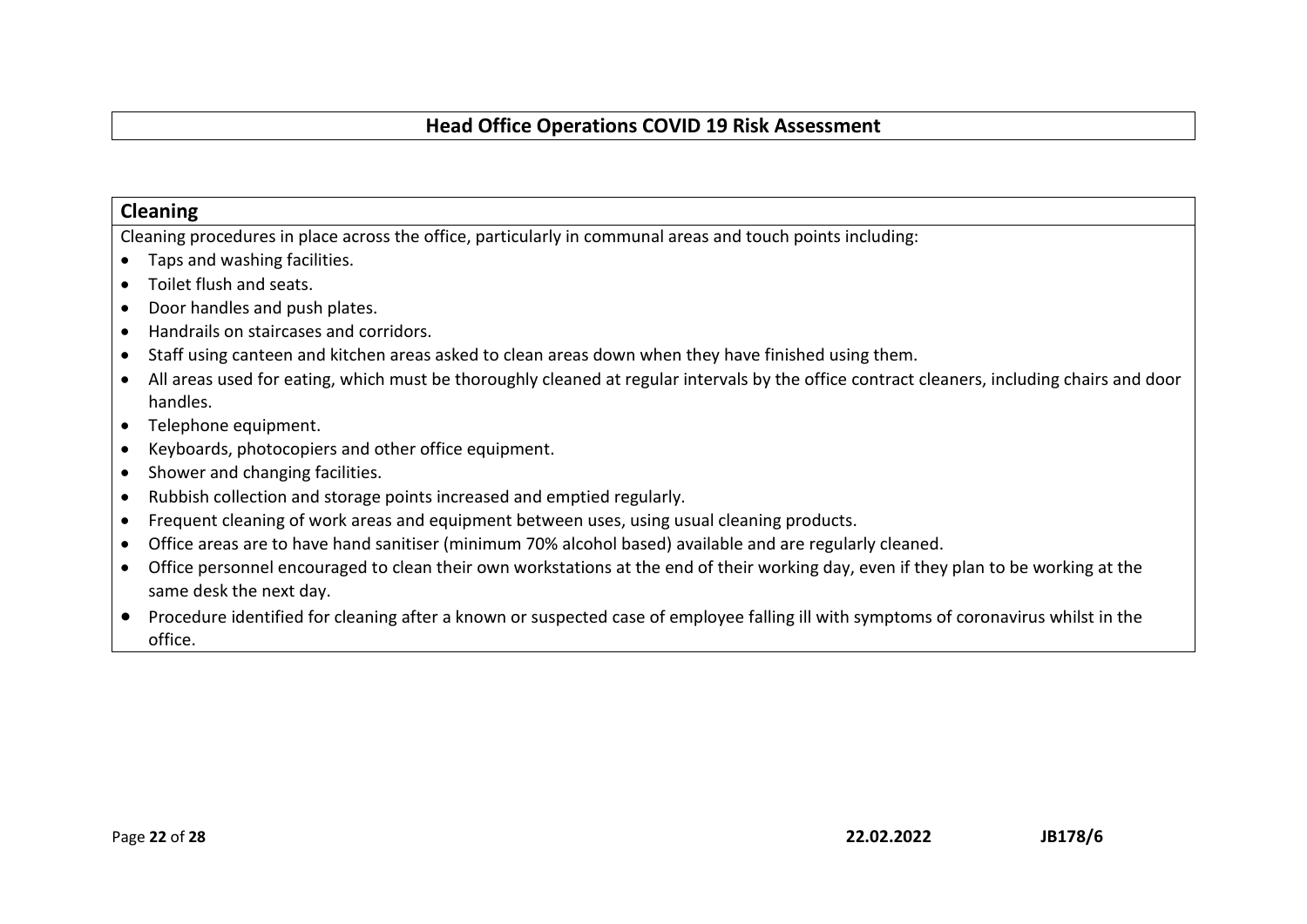## Head Office Operations COVID 19 Risk Assessment

### Cleaning

Cleaning procedures in place across the office, particularly in communal areas and touch points including:

- Taps and washing facilities.
- Toilet flush and seats.
- Door handles and push plates.
- Handrails on staircases and corridors.
- Staff using canteen and kitchen areas asked to clean areas down when they have finished using them.
- All areas used for eating, which must be thoroughly cleaned at regular intervals by the office contract cleaners, including chairs and door handles.
- Telephone equipment.
- Keyboards, photocopiers and other office equipment.
- Shower and changing facilities.
- Rubbish collection and storage points increased and emptied regularly.
- Frequent cleaning of work areas and equipment between uses, using usual cleaning products.
- Office areas are to have hand sanitiser (minimum 70% alcohol based) available and are regularly cleaned.
- Office personnel encouraged to clean their own workstations at the end of their working day, even if they plan to be working at the same desk the next day.
- Procedure identified for cleaning after a known or suspected case of employee falling ill with symptoms of coronavirus whilst in the office.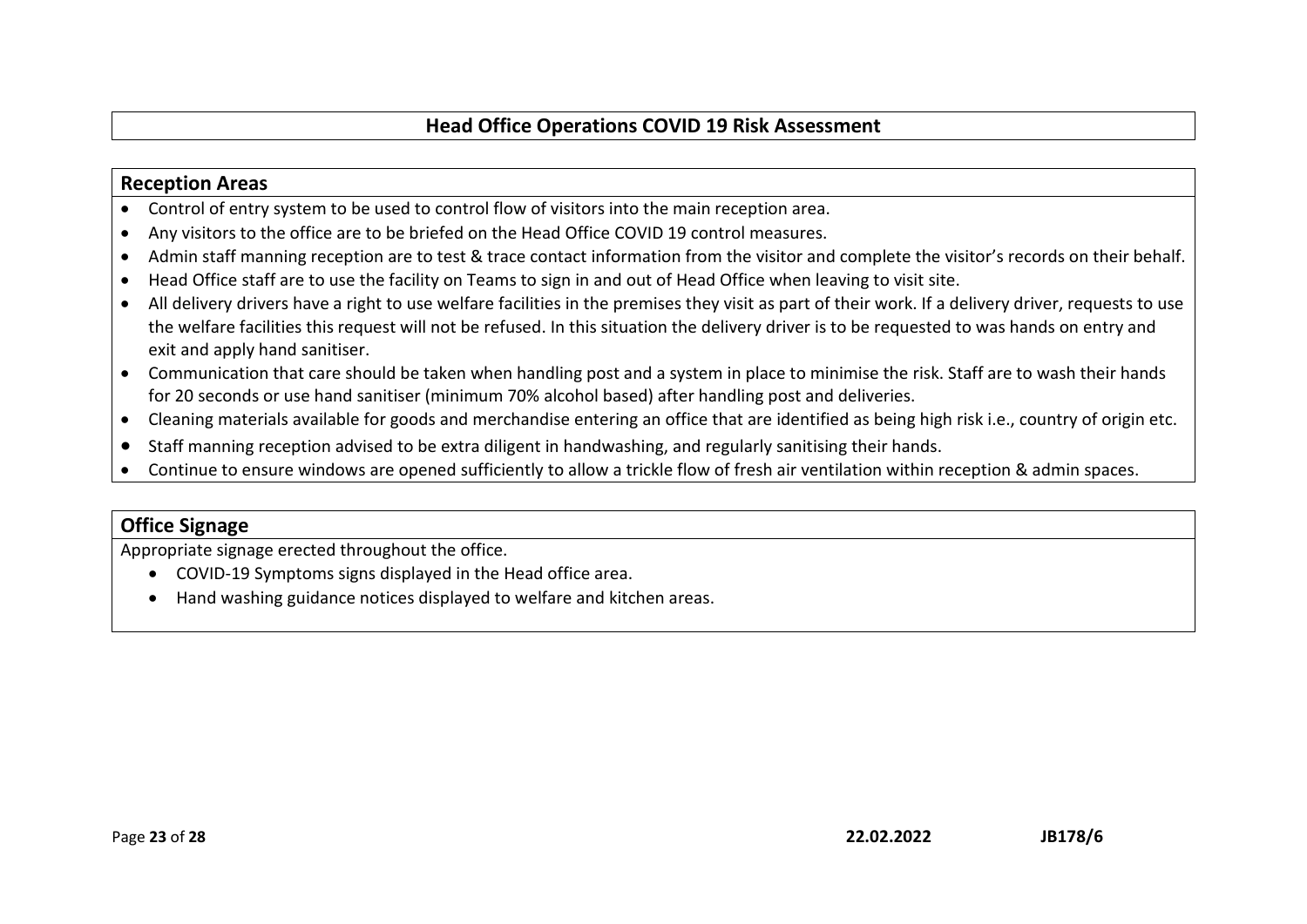# Head Office Operations COVID 19 Risk Assessment

## Reception Areas

- Control of entry system to be used to control flow of visitors into the main reception area.
- Any visitors to the office are to be briefed on the Head Office COVID 19 control measures.
- Admin staff manning reception are to test & trace contact information from the visitor and complete the visitor's records on their behalf.
- Head Office staff are to use the facility on Teams to sign in and out of Head Office when leaving to visit site.
- All delivery drivers have a right to use welfare facilities in the premises they visit as part of their work. If a delivery driver, requests to use the welfare facilities this request will not be refused. In this situation the delivery driver is to be requested to was hands on entry and exit and apply hand sanitiser.
- Communication that care should be taken when handling post and a system in place to minimise the risk. Staff are to wash their hands for 20 seconds or use hand sanitiser (minimum 70% alcohol based) after handling post and deliveries.
- Cleaning materials available for goods and merchandise entering an office that are identified as being high risk i.e., country of origin etc.
- Staff manning reception advised to be extra diligent in handwashing, and regularly sanitising their hands.
- Continue to ensure windows are opened sufficiently to allow a trickle flow of fresh air ventilation within reception & admin spaces.

## Office Signage

Appropriate signage erected throughout the office.

- COVID-19 Symptoms signs displayed in the Head office area.
- Hand washing guidance notices displayed to welfare and kitchen areas.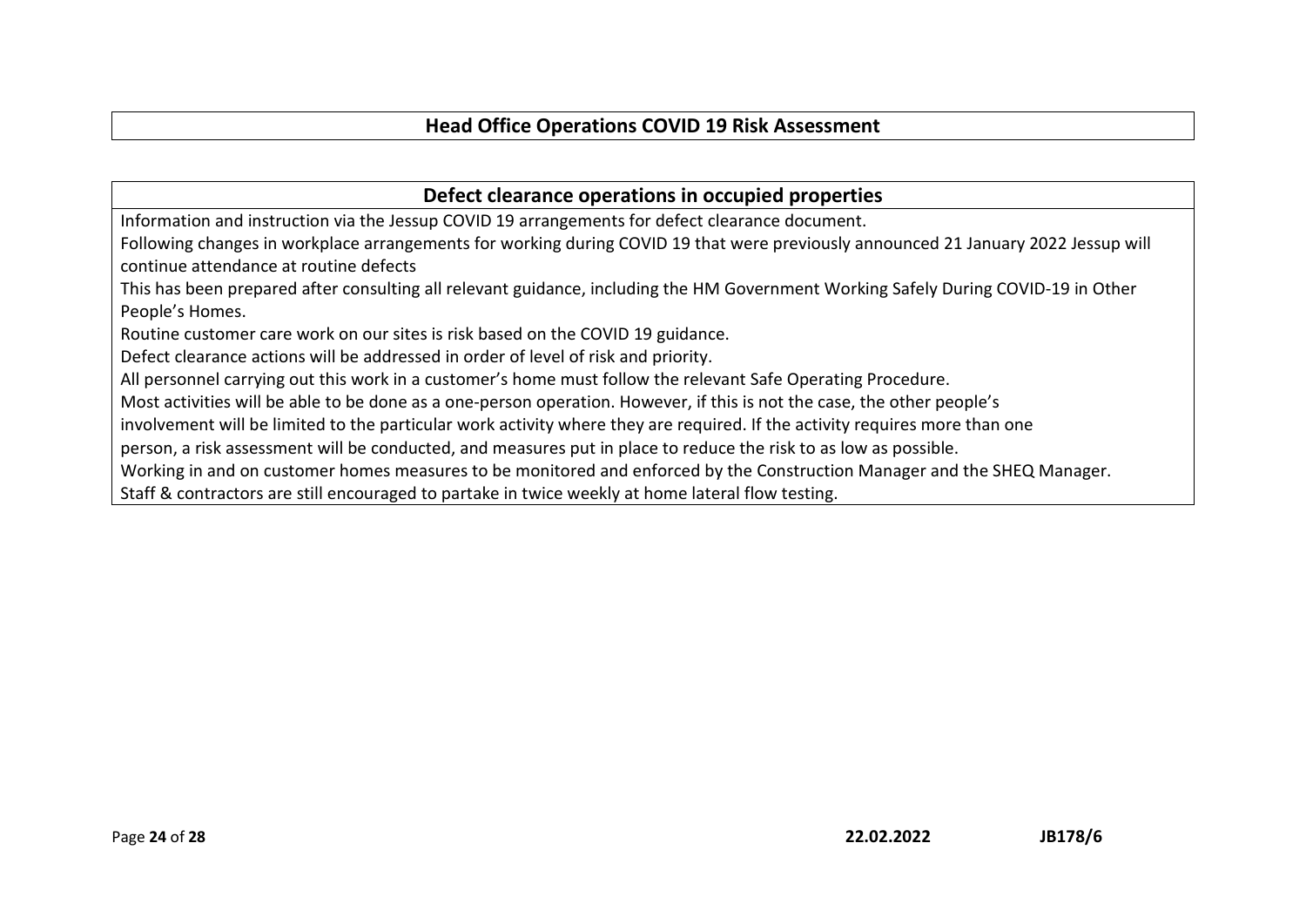## Head Office Operations COVID 19 Risk Assessment

### Defect clearance operations in occupied properties

Information and instruction via the Jessup COVID 19 arrangements for defect clearance document.

Following changes in workplace arrangements for working during COVID 19 that were previously announced 21 January 2022 Jessup will continue attendance at routine defects

This has been prepared after consulting all relevant guidance, including the HM Government Working Safely During COVID-19 in Other People's Homes.

Routine customer care work on our sites is risk based on the COVID 19 guidance.

Defect clearance actions will be addressed in order of level of risk and priority.

All personnel carrying out this work in a customer's home must follow the relevant Safe Operating Procedure.

Most activities will be able to be done as a one-person operation. However, if this is not the case, the other people's involvement will be limited to the particular work activity where they are required. If the activity requires more than one person, a risk assessment will be conducted, and measures put in place to reduce the risk to as low as possible.

Working in and on customer homes measures to be monitored and enforced by the Construction Manager and the SHEQ Manager.

Staff & contractors are still encouraged to partake in twice weekly at home lateral flow testing.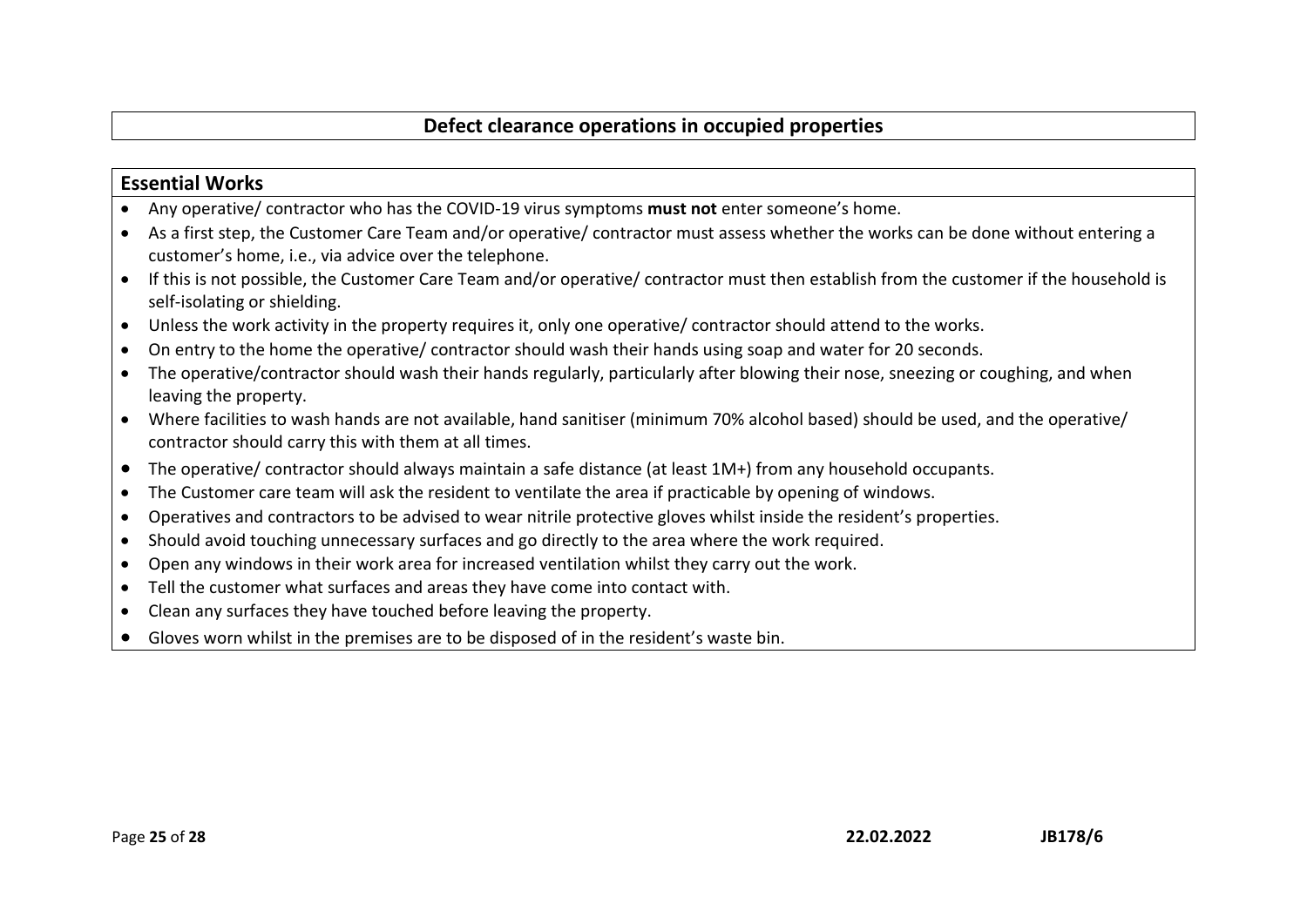## Defect clearance operations in occupied properties

### Essential Works

- Any operative/ contractor who has the COVID-19 virus symptoms **must not** enter someone's home.
- As a first step, the Customer Care Team and/or operative/ contractor must assess whether the works can be done without entering a customer's home, i.e., via advice over the telephone.
- If this is not possible, the Customer Care Team and/or operative/ contractor must then establish from the customer if the household is self-isolating or shielding.
- Unless the work activity in the property requires it, only one operative/ contractor should attend to the works.
- On entry to the home the operative/ contractor should wash their hands using soap and water for 20 seconds.
- The operative/contractor should wash their hands regularly, particularly after blowing their nose, sneezing or coughing, and when leaving the property.
- Where facilities to wash hands are not available, hand sanitiser (minimum 70% alcohol based) should be used, and the operative/ contractor should carry this with them at all times.
- The operative/ contractor should always maintain a safe distance (at least 1M+) from any household occupants.
- The Customer care team will ask the resident to ventilate the area if practicable by opening of windows.
- Operatives and contractors to be advised to wear nitrile protective gloves whilst inside the resident's properties.
- Should avoid touching unnecessary surfaces and go directly to the area where the work required.
- Open any windows in their work area for increased ventilation whilst they carry out the work.
- Tell the customer what surfaces and areas they have come into contact with.
- Clean any surfaces they have touched before leaving the property.
- Gloves worn whilst in the premises are to be disposed of in the resident's waste bin.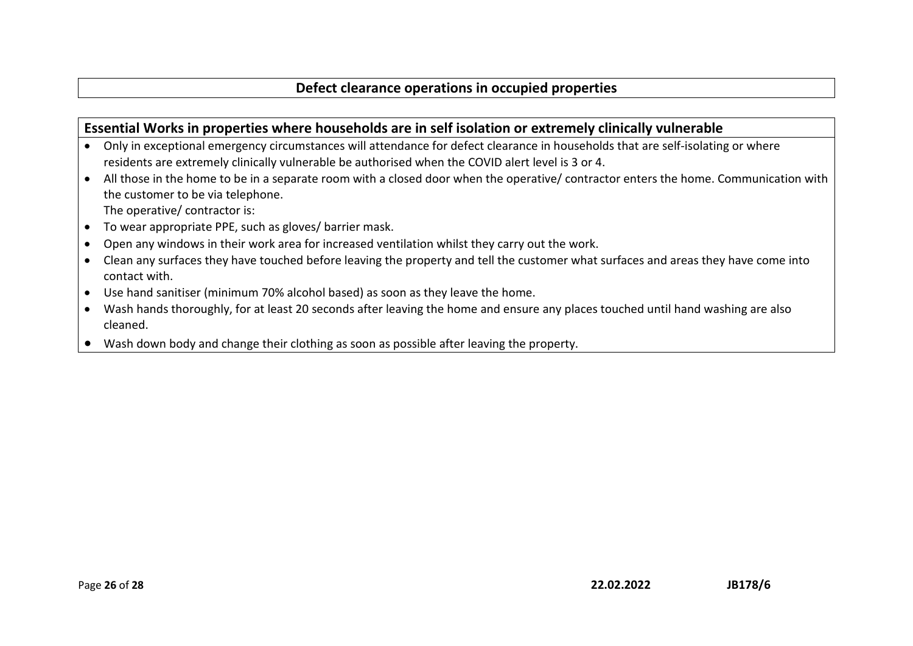## Defect clearance operations in occupied properties

### Essential Works in properties where households are in self isolation or extremely clinically vulnerable

- Only in exceptional emergency circumstances will attendance for defect clearance in households that are self-isolating or where residents are extremely clinically vulnerable be authorised when the COVID alert level is 3 or 4.
- All those in the home to be in a separate room with a closed door when the operative/ contractor enters the home. Communication with the customer to be via telephone.
  The operative/ contractor is:
- To wear appropriate PPE, such as gloves/ barrier mask.
- Open any windows in their work area for increased ventilation whilst they carry out the work.
- Clean any surfaces they have touched before leaving the property and tell the customer what surfaces and areas they have come into contact with.
- Use hand sanitiser (minimum 70% alcohol based) as soon as they leave the home.
- Wash hands thoroughly, for at least 20 seconds after leaving the home and ensure any places touched until hand washing are also cleaned.
- Wash down body and change their clothing as soon as possible after leaving the property.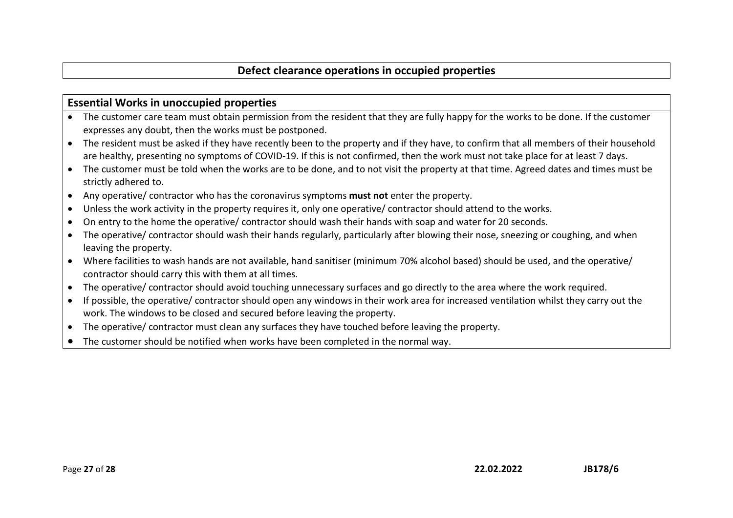## Defect clearance operations in occupied properties

### Essential Works in unoccupied properties

- The customer care team must obtain permission from the resident that they are fully happy for the works to be done. If the customer expresses any doubt, then the works must be postponed.
- The resident must be asked if they have recently been to the property and if they have, to confirm that all members of their household are healthy, presenting no symptoms of COVID-19. If this is not confirmed, then the work must not take place for at least 7 days.
- The customer must be told when the works are to be done, and to not visit the property at that time. Agreed dates and times must be strictly adhered to.
- Any operative/ contractor who has the coronavirus symptoms **must not** enter the property.
- Unless the work activity in the property requires it, only one operative/ contractor should attend to the works.
- On entry to the home the operative/ contractor should wash their hands with soap and water for 20 seconds.
- The operative/ contractor should wash their hands regularly, particularly after blowing their nose, sneezing or coughing, and when leaving the property.
- Where facilities to wash hands are not available, hand sanitiser (minimum 70% alcohol based) should be used, and the operative/ contractor should carry this with them at all times.
- The operative/ contractor should avoid touching unnecessary surfaces and go directly to the area where the work required.
- If possible, the operative/ contractor should open any windows in their work area for increased ventilation whilst they carry out the work. The windows to be closed and secured before leaving the property.
- The operative/ contractor must clean any surfaces they have touched before leaving the property.
- The customer should be notified when works have been completed in the normal way.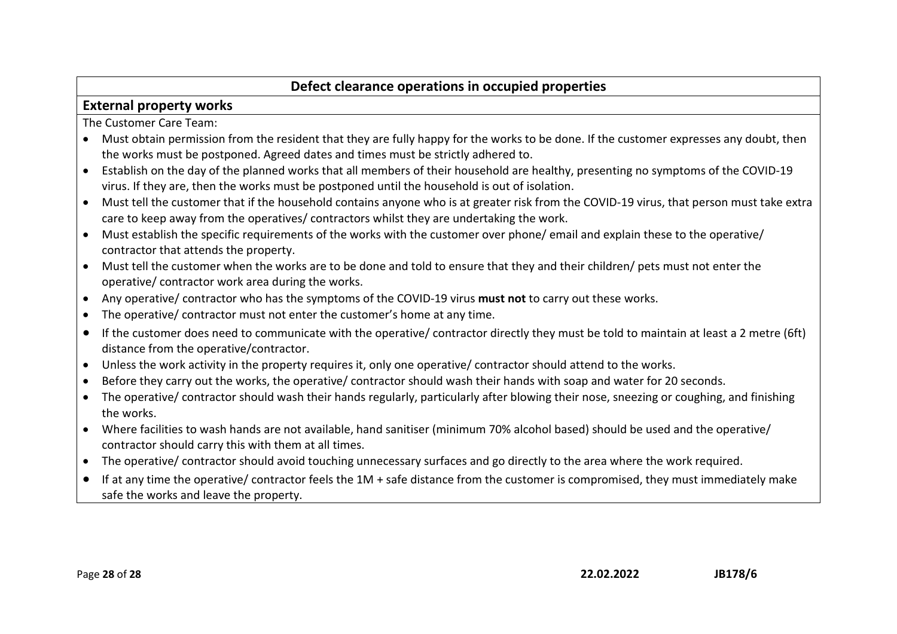## Defect clearance operations in occupied properties

### External property works

The Customer Care Team:

- Must obtain permission from the resident that they are fully happy for the works to be done. If the customer expresses any doubt, then the works must be postponed. Agreed dates and times must be strictly adhered to.
- Establish on the day of the planned works that all members of their household are healthy, presenting no symptoms of the COVID-19 virus. If they are, then the works must be postponed until the household is out of isolation.
- Must tell the customer that if the household contains anyone who is at greater risk from the COVID-19 virus, that person must take extra care to keep away from the operatives/ contractors whilst they are undertaking the work.
- Must establish the specific requirements of the works with the customer over phone/ email and explain these to the operative/ contractor that attends the property.
- Must tell the customer when the works are to be done and told to ensure that they and their children/ pets must not enter the operative/ contractor work area during the works.
- Any operative/ contractor who has the symptoms of the COVID-19 virus **must not** to carry out these works.
- The operative/ contractor must not enter the customer's home at any time.
- If the customer does need to communicate with the operative/ contractor directly they must be told to maintain at least a 2 metre (6ft) distance from the operative/contractor.
- Unless the work activity in the property requires it, only one operative/ contractor should attend to the works.
- Before they carry out the works, the operative/ contractor should wash their hands with soap and water for 20 seconds.
- The operative/ contractor should wash their hands regularly, particularly after blowing their nose, sneezing or coughing, and finishing the works.
- Where facilities to wash hands are not available, hand sanitiser (minimum 70% alcohol based) should be used and the operative/ contractor should carry this with them at all times.
- The operative/ contractor should avoid touching unnecessary surfaces and go directly to the area where the work required.
- If at any time the operative/ contractor feels the 1M + safe distance from the customer is compromised, they must immediately make safe the works and leave the property.